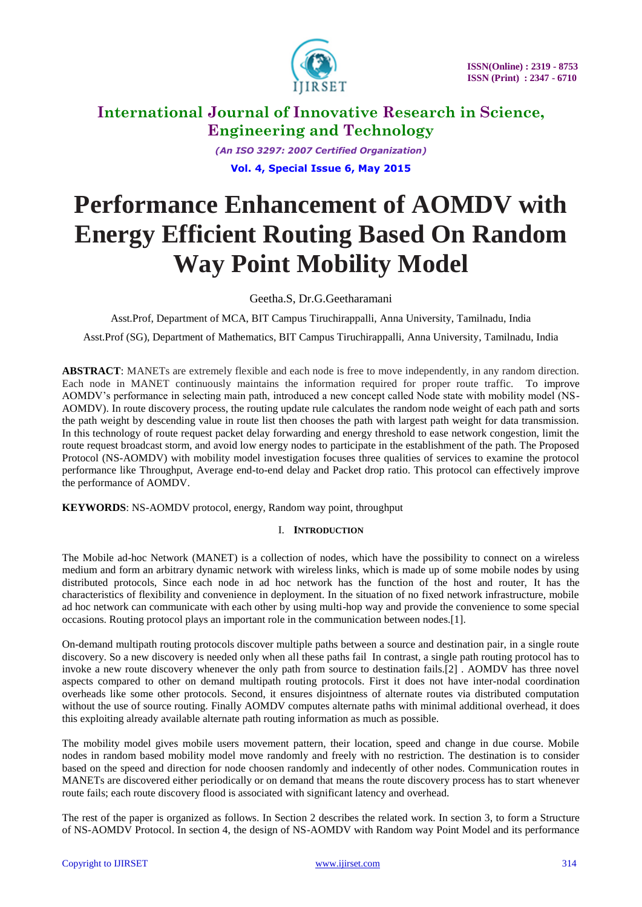# International Journal of Innovative Research in Science, Engineering and Technology

*(An ISO 3297: 2007 Certified Organization)*

**Vol. 4, Special Issue 6, May 2015**

# Performance Enhancement of AOMDV with Energy Efficient Routing Based On Random Way Point Mobility Model

Geetha.S, Dr.G.Geetharamani

Asst.Prof, Department of MCA, BIT Campus Tiruchirappalli, Anna University, Tamilnadu, India

Asst.Prof (SG), Department of Mathematics, BIT Campus Tiruchirappalli, Anna University, Tamilnadu, India

**ABSTRACT**: MANETs are extremely flexible and each node is free to move independently, in any random direction. Each node in MANET continuously maintains the information required for proper route traffic. To improve AOMDV's performance in selecting main path, introduced a new concept called Node state with mobility model (NS-AOMDV). In route discovery process, the routing update rule calculates the random node weight of each path and sorts the path weight by descending value in route list then chooses the path with largest path weight for data transmission. In this technology of route request packet delay forwarding and energy threshold to ease network congestion, limit the route request broadcast storm, and avoid low energy nodes to participate in the establishment of the path. The Proposed Protocol (NS-AOMDV) with mobility model investigation focuses three qualities of services to examine the protocol performance like Throughput, Average end-to-end delay and Packet drop ratio. This protocol can effectively improve the performance of AOMDV.

**KEYWORDS**: NS-AOMDV protocol, energy, Random way point, throughput

## I. INTRODUCTION

The Mobile ad-hoc Network (MANET) is a collection of nodes, which have the possibility to connect on a wireless medium and form an arbitrary dynamic network with wireless links, which is made up of some mobile nodes by using distributed protocols, Since each node in ad hoc network has the function of the host and router, It has the characteristics of flexibility and convenience in deployment. In the situation of no fixed network infrastructure, mobile ad hoc network can communicate with each other by using multi-hop way and provide the convenience to some special occasions. Routing protocol plays an important role in the communication between nodes.[1].

On-demand multipath routing protocols discover multiple paths between a source and destination pair, in a single route discovery. So a new discovery is needed only when all these paths fail In contrast, a single path routing protocol has to invoke a new route discovery whenever the only path from source to destination fails.[2] . AOMDV has three novel aspects compared to other on demand multipath routing protocols. First it does not have inter-nodal coordination overheads like some other protocols. Second, it ensures disjointness of alternate routes via distributed computation without the use of source routing. Finally AOMDV computes alternate paths with minimal additional overhead, it does this exploiting already available alternate path routing information as much as possible.

The mobility model gives mobile users movement pattern, their location, speed and change in due course. Mobile nodes in random based mobility model move randomly and freely with no restriction. The destination is to consider based on the speed and direction for node choosen randomly and indecently of other nodes. Communication routes in MANETs are discovered either periodically or on demand that means the route discovery process has to start whenever route fails; each route discovery flood is associated with significant latency and overhead.

The rest of the paper is organized as follows. In Section 2 describes the related work. In section 3, to form a Structure of NS-AOMDV Protocol. In section 4, the design of NS-AOMDV with Random way Point Model and its performance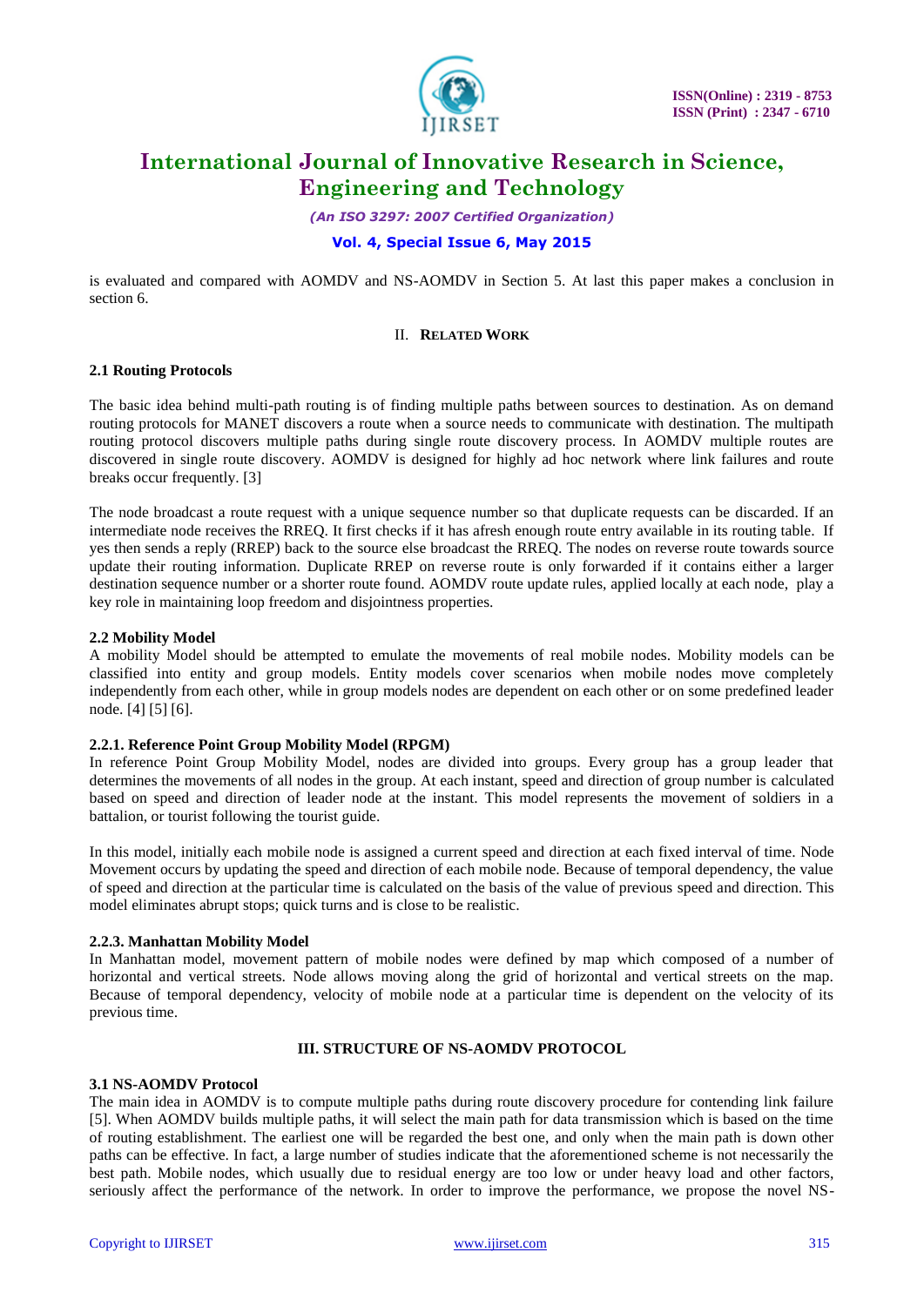is evaluated and compared with AOMDV and NS-AOMDV in Section 5. At last this paper makes a conclusion in section 6.

## II. RELATED WORK

### 2.1 Routing Protocols

The basic idea behind multi-path routing is of finding multiple paths between sources to destination. As on demand routing protocols for MANET discovers a route when a source needs to communicate with destination. The multipath routing protocol discovers multiple paths during single route discovery process. In AOMDV multiple routes are discovered in single route discovery. AOMDV is designed for highly ad hoc network where link failures and route breaks occur frequently. [3]

The node broadcast a route request with a unique sequence number so that duplicate requests can be discarded. If an intermediate node receives the RREQ. It first checks if it has afresh enough route entry available in its routing table. If yes then sends a reply (RREP) back to the source else broadcast the RREQ. The nodes on reverse route towards source update their routing information. Duplicate RREP on reverse route is only forwarded if it contains either a larger destination sequence number or a shorter route found. AOMDV route update rules, applied locally at each node, play a key role in maintaining loop freedom and disjointness properties.

### 2.2 Mobility Model

A mobility Model should be attempted to emulate the movements of real mobile nodes. Mobility models can be classified into entity and group models. Entity models cover scenarios when mobile nodes move completely independently from each other, while in group models nodes are dependent on each other or on some predefined leader node. [4] [5] [6].

#### 2.2.1. Reference Point Group Mobility Model (RPGM)

In reference Point Group Mobility Model, nodes are divided into groups. Every group has a group leader that determines the movements of all nodes in the group. At each instant, speed and direction of group number is calculated based on speed and direction of leader node at the instant. This model represents the movement of soldiers in a battalion, or tourist following the tourist guide.

In this model, initially each mobile node is assigned a current speed and direction at each fixed interval of time. Node Movement occurs by updating the speed and direction of each mobile node. Because of temporal dependency, the value of speed and direction at the particular time is calculated on the basis of the value of previous speed and direction. This model eliminates abrupt stops; quick turns and is close to be realistic.

#### 2.2.3. Manhattan Mobility Model

In Manhattan model, movement pattern of mobile nodes were defined by map which composed of a number of horizontal and vertical streets. Node allows moving along the grid of horizontal and vertical streets on the map. Because of temporal dependency, velocity of mobile node at a particular time is dependent on the velocity of its previous time.

## III. STRUCTURE OF NS-AOMDV PROTOCOL

### 3.1 NS-AOMDV Protocol

The main idea in AOMDV is to compute multiple paths during route discovery procedure for contending link failure [5]. When AOMDV builds multiple paths, it will select the main path for data transmission which is based on the time of routing establishment. The earliest one will be regarded the best one, and only when the main path is down other paths can be effective. In fact, a large number of studies indicate that the aforementioned scheme is not necessarily the best path. Mobile nodes, which usually due to residual energy are too low or under heavy load and other factors, seriously affect the performance of the network. In order to improve the performance, we propose the novel NS-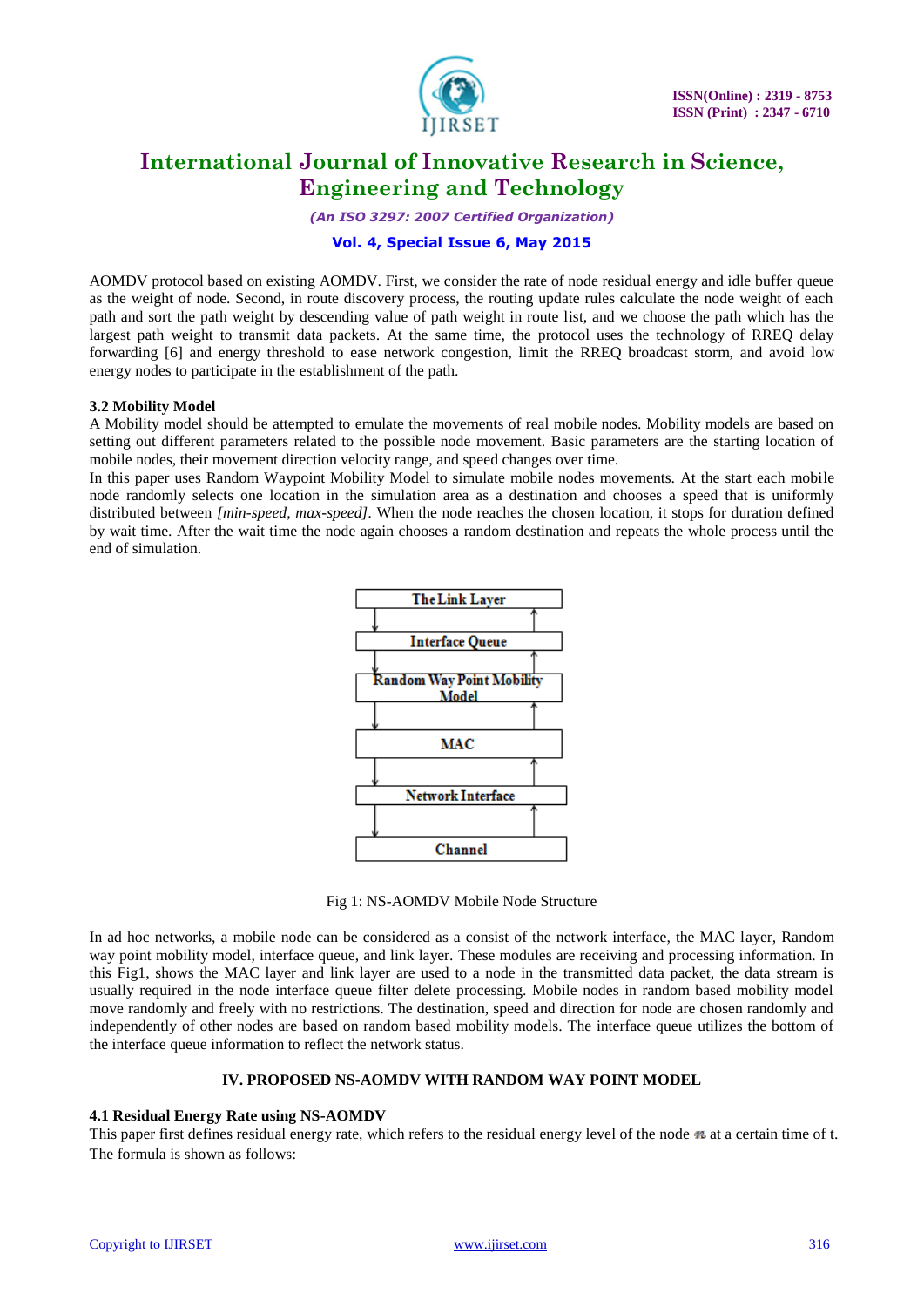AOMDV protocol based on existing AOMDV. First, we consider the rate of node residual energy and idle buffer queue as the weight of node. Second, in route discovery process, the routing update rules calculate the node weight of each path and sort the path weight by descending value of path weight in route list, and we choose the path which has the largest path weight to transmit data packets. At the same time, the protocol uses the technology of RREQ delay forwarding [6] and energy threshold to ease network congestion, limit the RREQ broadcast storm, and avoid low energy nodes to participate in the establishment of the path.

### 3.2 Mobility Model

A Mobility model should be attempted to emulate the movements of real mobile nodes. Mobility models are based on setting out different parameters related to the possible node movement. Basic parameters are the starting location of mobile nodes, their movement direction velocity range, and speed changes over time.

In this paper uses Random Waypoint Mobility Model to simulate mobile nodes movements. At the start each mobile node randomly selects one location in the simulation area as a destination and chooses a speed that is uniformly distributed between *[min-speed, max-speed]*. When the node reaches the chosen location, it stops for duration defined by wait time. After the wait time the node again chooses a random destination and repeats the whole process until the end of simulation.

The Link Layer

Interface Queue

Random Way Point Mobility Model

MAC

Network Interface

Channel

Fig 1: NS-AOMDV Mobile Node Structure

In ad hoc networks, a mobile node can be considered as a consist of the network interface, the MAC layer, Random way point mobility model, interface queue, and link layer. These modules are receiving and processing information. In this Fig1, shows the MAC layer and link layer are used to a node in the transmitted data packet, the data stream is usually required in the node interface queue filter delete processing. Mobile nodes in random based mobility model move randomly and freely with no restrictions. The destination, speed and direction for node are chosen randomly and independently of other nodes are based on random based mobility models. The interface queue utilizes the bottom of the interface queue information to reflect the network status.

## IV. PROPOSED NS-AOMDV WITH RANDOM WAY POINT MODEL

### 4.1 Residual Energy Rate using NS-AOMDV

This paper first defines residual energy rate, which refers to the residual energy level of the node $n$ at a certain time of t. The formula is shown as follows: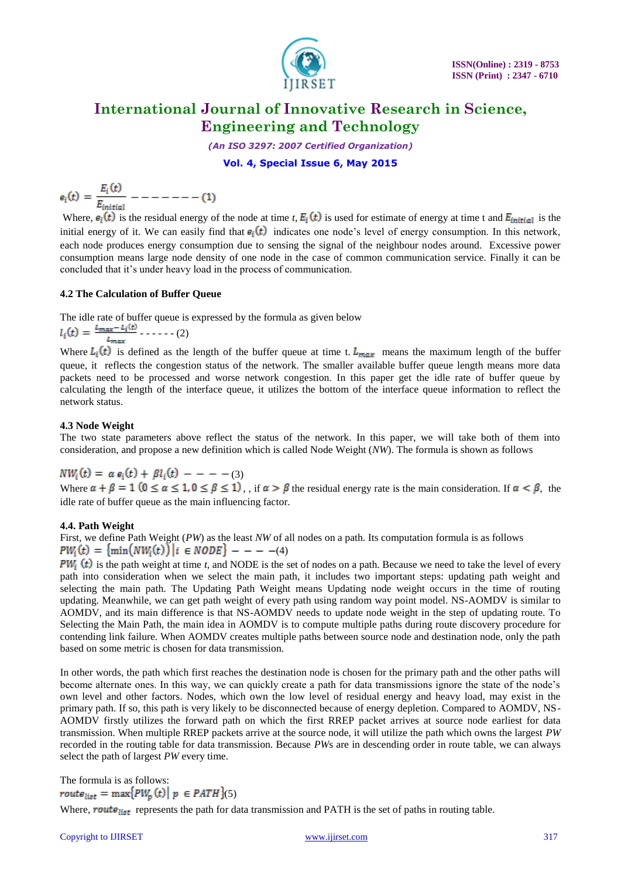$$e_i(t) = \frac{E_i(t)}{E_{initial}} \text{ - - - - - - - - (1)}$$

Where, $e_i(t)$ is the residual energy of the node at time *t*, $E_i(t)$ is used for estimate of energy at time t and $E_{initial}$ is the initial energy of it. We can easily find that $e_i(t)$ indicates one node's level of energy consumption. In this network, each node produces energy consumption due to sensing the signal of the neighbour nodes around. Excessive power consumption means large node density of one node in the case of common communication service. Finally it can be concluded that it's under heavy load in the process of communication.

### 4.2 The Calculation of Buffer Queue

The idle rate of buffer queue is expressed by the formula as given below

$$l_i(t) = \frac{L_{max} - L_i(t)}{L_{max}} \text{ - - - - - - (2)}$$

Where $L_i(t)$ is defined as the length of the buffer queue at time t. $L_{max}$ means the maximum length of the buffer queue, it reflects the congestion status of the network. The smaller available buffer queue length means more data packets need to be processed and worse network congestion. In this paper get the idle rate of buffer queue by calculating the length of the interface queue, it utilizes the bottom of the interface queue information to reflect the network status.

### 4.3 Node Weight

The two state parameters above reflect the status of the network. In this paper, we will take both of them into consideration, and propose a new definition which is called Node Weight (*NW*). The formula is shown as follows

$$NW_i(t) = \alpha e_i(t) + \beta l_i(t) \text{ - - - - (3)}$$

Where $\alpha + \beta = 1$ $(0 \le \alpha \le 1, 0 \le \beta \le 1)$, , if $\alpha > \beta$ the residual energy rate is the main consideration. If $\alpha < \beta$, the idle rate of buffer queue as the main influencing factor.

### 4.4. Path Weight

First, we define Path Weight (*PW*) as the least *NW* of all nodes on a path. Its computation formula is as follows

$$PW_i(t) = \{\min(NW_i(t)) | i \in NODE\} \text{ - - - -(4)}$$

$PW_i(t)$ is the path weight at time *t*, and NODE is the set of nodes on a path. Because we need to take the level of every path into consideration when we select the main path, it includes two important steps: updating path weight and selecting the main path. The Updating Path Weight means Updating node weight occurs in the time of routing updating. Meanwhile, we can get path weight of every path using random way point model. NS-AOMDV is similar to AOMDV, and its main difference is that NS-AOMDV needs to update node weight in the step of updating route. To Selecting the Main Path, the main idea in AOMDV is to compute multiple paths during route discovery procedure for contending link failure. When AOMDV creates multiple paths between source node and destination node, only the path based on some metric is chosen for data transmission.

In other words, the path which first reaches the destination node is chosen for the primary path and the other paths will become alternate ones. In this way, we can quickly create a path for data transmissions ignore the state of the node's own level and other factors. Nodes, which own the low level of residual energy and heavy load, may exist in the primary path. If so, this path is very likely to be disconnected because of energy depletion. Compared to AOMDV, NS-AOMDV firstly utilizes the forward path on which the first RREP packet arrives at source node earliest for data transmission. When multiple RREP packets arrive at the source node, it will utilize the path which owns the largest *PW* recorded in the routing table for data transmission. Because *PW*s are in descending order in route table, we can always select the path of largest *PW* every time.

The formula is as follows:

$$route_{list} = \max\{PW_p(t) | p \in PATH\} (5)$$

Where, $route_{list}$ represents the path for data transmission and PATH is the set of paths in routing table.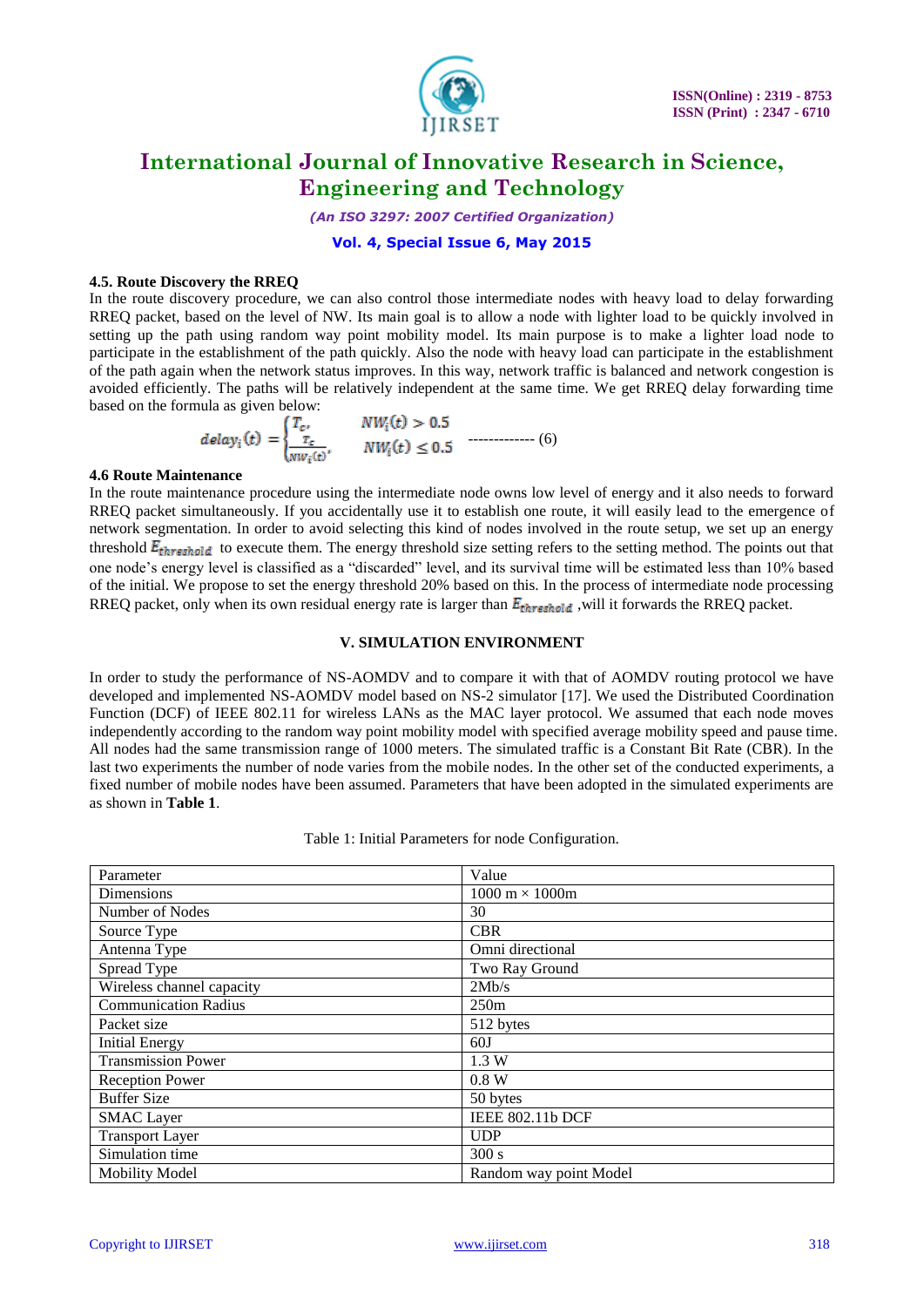#### 4.5. Route Discovery the RREQ

In the route discovery procedure, we can also control those intermediate nodes with heavy load to delay forwarding RREQ packet, based on the level of NW. Its main goal is to allow a node with lighter load to be quickly involved in setting up the path using random way point mobility model. Its main purpose is to make a lighter load node to participate in the establishment of the path quickly. Also the node with heavy load can participate in the establishment of the path again when the network status improves. In this way, network traffic is balanced and network congestion is avoided efficiently. The paths will be relatively independent at the same time. We get RREQ delay forwarding time based on the formula as given below:

$$delay_i(t) = \begin{cases} T_c, & NW_i(t) > 0.5 \\ \frac{T_c}{NW_i(t)}, & NW_i(t) \leq 0.5 \end{cases} \quad \text{------------- (6)}$$

#### 4.6 Route Maintenance

In the route maintenance procedure using the intermediate node owns low level of energy and it also needs to forward RREQ packet simultaneously. If you accidentally use it to establish one route, it will easily lead to the emergence of network segmentation. In order to avoid selecting this kind of nodes involved in the route setup, we set up an energy threshold $E_{threshold}$ to execute them. The energy threshold size setting refers to the setting method. The points out that one node's energy level is classified as a "discarded" level, and its survival time will be estimated less than 10% based of the initial. We propose to set the energy threshold 20% based on this. In the process of intermediate node processing RREQ packet, only when its own residual energy rate is larger than $E_{threshold}$ ,will it forwards the RREQ packet.

## V. SIMULATION ENVIRONMENT

In order to study the performance of NS-AOMDV and to compare it with that of AOMDV routing protocol we have developed and implemented NS-AOMDV model based on NS-2 simulator [17]. We used the Distributed Coordination Function (DCF) of IEEE 802.11 for wireless LANs as the MAC layer protocol. We assumed that each node moves independently according to the random way point mobility model with specified average mobility speed and pause time. All nodes had the same transmission range of 1000 meters. The simulated traffic is a Constant Bit Rate (CBR). In the last two experiments the number of node varies from the mobile nodes. In the other set of the conducted experiments, a fixed number of mobile nodes have been assumed. Parameters that have been adopted in the simulated experiments are as shown in **Table 1**.

Table 1: Initial Parameters for node Configuration.

| Parameter | Value |
|---|---|
| Dimensions | 1000 m × 1000m |
| Number of Nodes | 30 |
| Source Type | CBR |
| Antenna Type | Omni directional |
| Spread Type | Two Ray Ground |
| Wireless channel capacity | 2Mb/s |
| Communication Radius | 250m |
| Packet size | 512 bytes |
| Initial Energy | 60J |
| Transmission Power | 1.3 W |
| Reception Power | 0.8 W |
| Buffer Size | 50 bytes |
| SMAC Layer | IEEE 802.11b DCF |
| Transport Layer | UDP |
| Simulation time | 300 s |
| Mobility Model | Random way point Model |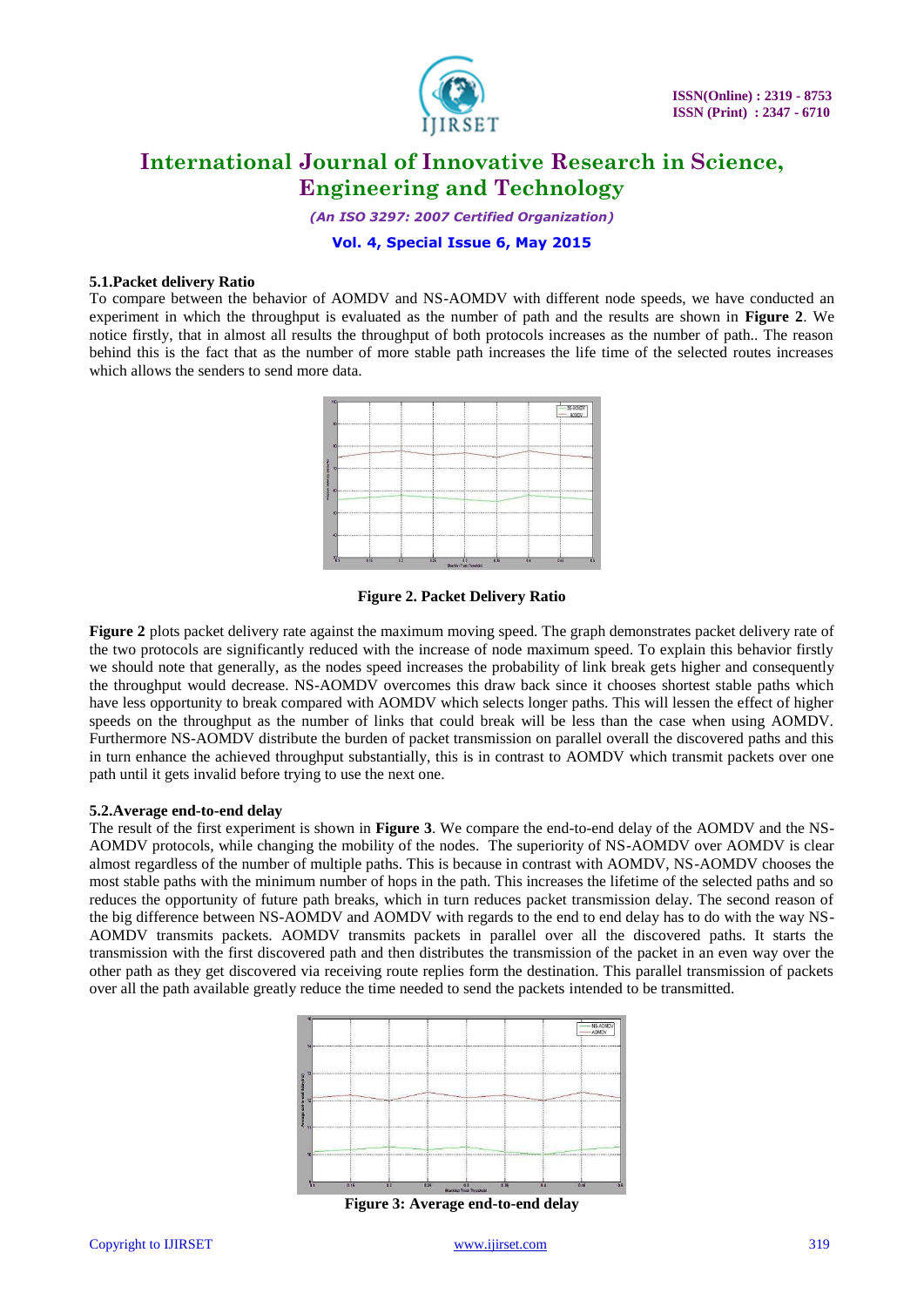### 5.1.Packet delivery Ratio

To compare between the behavior of AOMDV and NS-AOMDV with different node speeds, we have conducted an experiment in which the throughput is evaluated as the number of path and the results are shown in **Figure 2**. We notice firstly, that in almost all results the throughput of both protocols increases as the number of path.. The reason behind this is the fact that as the number of more stable path increases the life time of the selected routes increases which allows the senders to send more data.

**Figure 2. Packet Delivery Ratio**

**Figure 2** plots packet delivery rate against the maximum moving speed. The graph demonstrates packet delivery rate of the two protocols are significantly reduced with the increase of node maximum speed. To explain this behavior firstly we should note that generally, as the nodes speed increases the probability of link break gets higher and consequently the throughput would decrease. NS-AOMDV overcomes this draw back since it chooses shortest stable paths which have less opportunity to break compared with AOMDV which selects longer paths. This will lessen the effect of higher speeds on the throughput as the number of links that could break will be less than the case when using AOMDV. Furthermore NS-AOMDV distribute the burden of packet transmission on parallel overall the discovered paths and this in turn enhance the achieved throughput substantially, this is in contrast to AOMDV which transmit packets over one path until it gets invalid before trying to use the next one.

### 5.2.Average end-to-end delay

The result of the first experiment is shown in **Figure 3**. We compare the end-to-end delay of the AOMDV and the NS-AOMDV protocols, while changing the mobility of the nodes. The superiority of NS-AOMDV over AOMDV is clear almost regardless of the number of multiple paths. This is because in contrast with AOMDV, NS-AOMDV chooses the most stable paths with the minimum number of hops in the path. This increases the lifetime of the selected paths and so reduces the opportunity of future path breaks, which in turn reduces packet transmission delay. The second reason of the big difference between NS-AOMDV and AOMDV with regards to the end to end delay has to do with the way NS-AOMDV transmits packets. AOMDV transmits packets in parallel over all the discovered paths. It starts the transmission with the first discovered path and then distributes the transmission of the packet in an even way over the other path as they get discovered via receiving route replies form the destination. This parallel transmission of packets over all the path available greatly reduce the time needed to send the packets intended to be transmitted.

**Figure 3: Average end-to-end delay**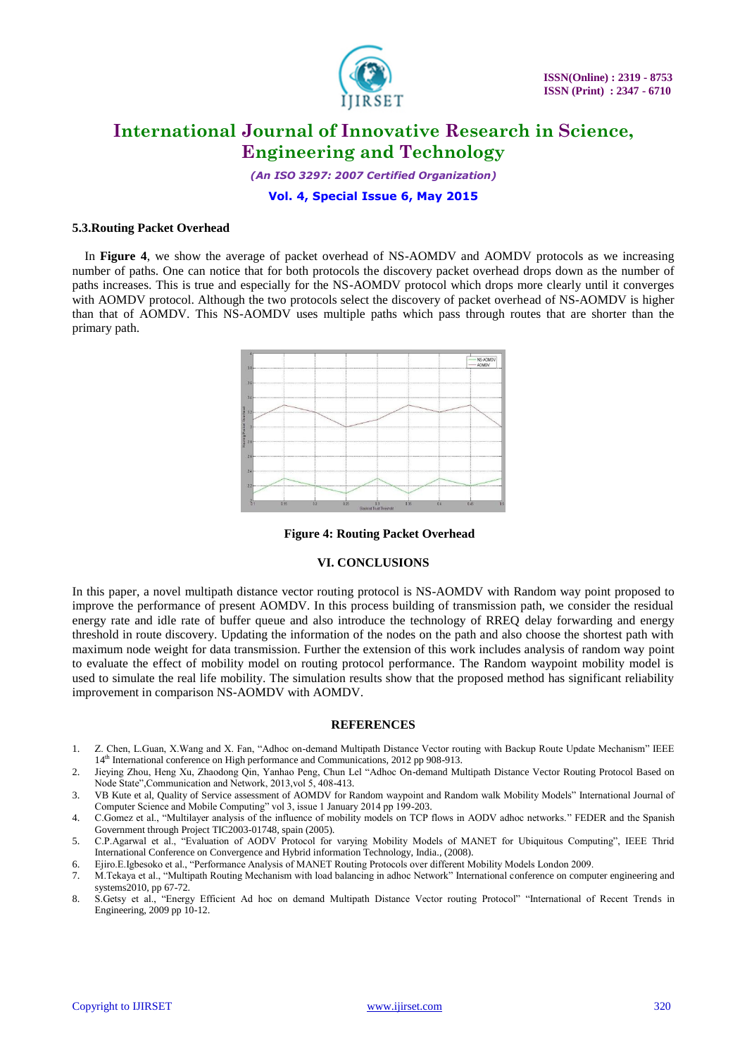### 5.3.Routing Packet Overhead

In **Figure 4**, we show the average of packet overhead of NS-AOMDV and AOMDV protocols as we increasing number of paths. One can notice that for both protocols the discovery packet overhead drops down as the number of paths increases. This is true and especially for the NS-AOMDV protocol which drops more clearly until it converges with AOMDV protocol. Although the two protocols select the discovery of packet overhead of NS-AOMDV is higher than that of AOMDV. This NS-AOMDV uses multiple paths which pass through routes that are shorter than the primary path.

NS-AOMDV
AOMDV
Routing Packet Overhead
Stackel Trust Threshold

**Figure 4: Routing Packet Overhead**

### VI. CONCLUSIONS

In this paper, a novel multipath distance vector routing protocol is NS-AOMDV with Random way point proposed to improve the performance of present AOMDV. In this process building of transmission path, we consider the residual energy rate and idle rate of buffer queue and also introduce the technology of RREQ delay forwarding and energy threshold in route discovery. Updating the information of the nodes on the path and also choose the shortest path with maximum node weight for data transmission. Further the extension of this work includes analysis of random way point to evaluate the effect of mobility model on routing protocol performance. The Random waypoint mobility model is used to simulate the real life mobility. The simulation results show that the proposed method has significant reliability improvement in comparison NS-AOMDV with AOMDV.

### REFERENCES

1. Z. Chen, L.Guan, X.Wang and X. Fan, "Adhoc on-demand Multipath Distance Vector routing with Backup Route Update Mechanism" IEEE 14th International conference on High performance and Communications, 2012 pp 908-913.
2. Jieying Zhou, Heng Xu, Zhaodong Qin, Yanhao Peng, Chun Lel "Adhoc On-demand Multipath Distance Vector Routing Protocol Based on Node State",Communication and Network, 2013,vol 5, 408-413.
3. VB Kute et al, Quality of Service assessment of AOMDV for Random waypoint and Random walk Mobility Models" International Journal of Computer Science and Mobile Computing" vol 3, issue 1 January 2014 pp 199-203.
4. C.Gomez et al., "Multilayer analysis of the influence of mobility models on TCP flows in AODV adhoc networks." FEDER and the Spanish Government through Project TIC2003-01748, spain (2005).
5. C.P.Agarwal et al., "Evaluation of AODV Protocol for varying Mobility Models of MANET for Ubiquitous Computing", IEEE Thrid International Conference on Convergence and Hybrid information Technology, India., (2008).
6. Ejiro.E.Igbesoko et al., "Performance Analysis of MANET Routing Protocols over different Mobility Models London 2009.
7. M.Tekaya et al., "Multipath Routing Mechanism with load balancing in adhoc Network" International conference on computer engineering and systems2010, pp 67-72.
8. S.Getsy et al., "Energy Efficient Ad hoc on demand Multipath Distance Vector routing Protocol" "International of Recent Trends in Engineering, 2009 pp 10-12.